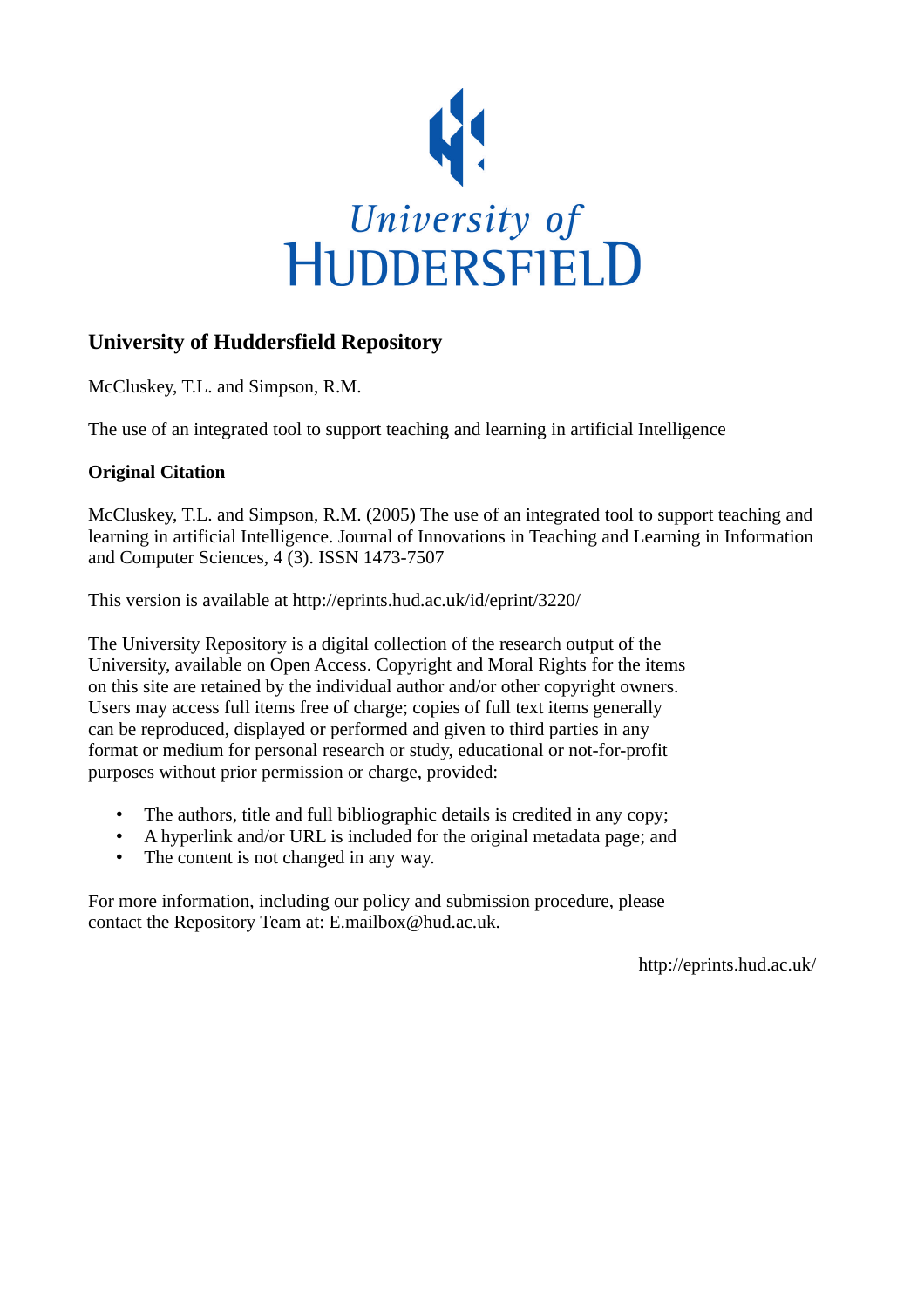# University of Huddersfield Repository

McCluskey, T.L. and Simpson, R.M.

The use of an integrated tool to support teaching and learning in artificial Intelligence

**Original Citation**

McCluskey, T.L. and Simpson, R.M. (2005) The use of an integrated tool to support teaching and learning in artificial Intelligence. Journal of Innovations in Teaching and Learning in Information and Computer Sciences, 4 (3). ISSN 1473-7507

This version is available at http://eprints.hud.ac.uk/id/eprint/3220/

The University Repository is a digital collection of the research output of the University, available on Open Access. Copyright and Moral Rights for the items on this site are retained by the individual author and/or other copyright owners. Users may access full items free of charge; copies of full text items generally can be reproduced, displayed or performed and given to third parties in any format or medium for personal research or study, educational or not-for-profit purposes without prior permission or charge, provided:

- The authors, title and full bibliographic details is credited in any copy;
- A hyperlink and/or URL is included for the original metadata page; and
- The content is not changed in any way.

For more information, including our policy and submission procedure, please contact the Repository Team at: E.mailbox@hud.ac.uk.

http://eprints.hud.ac.uk/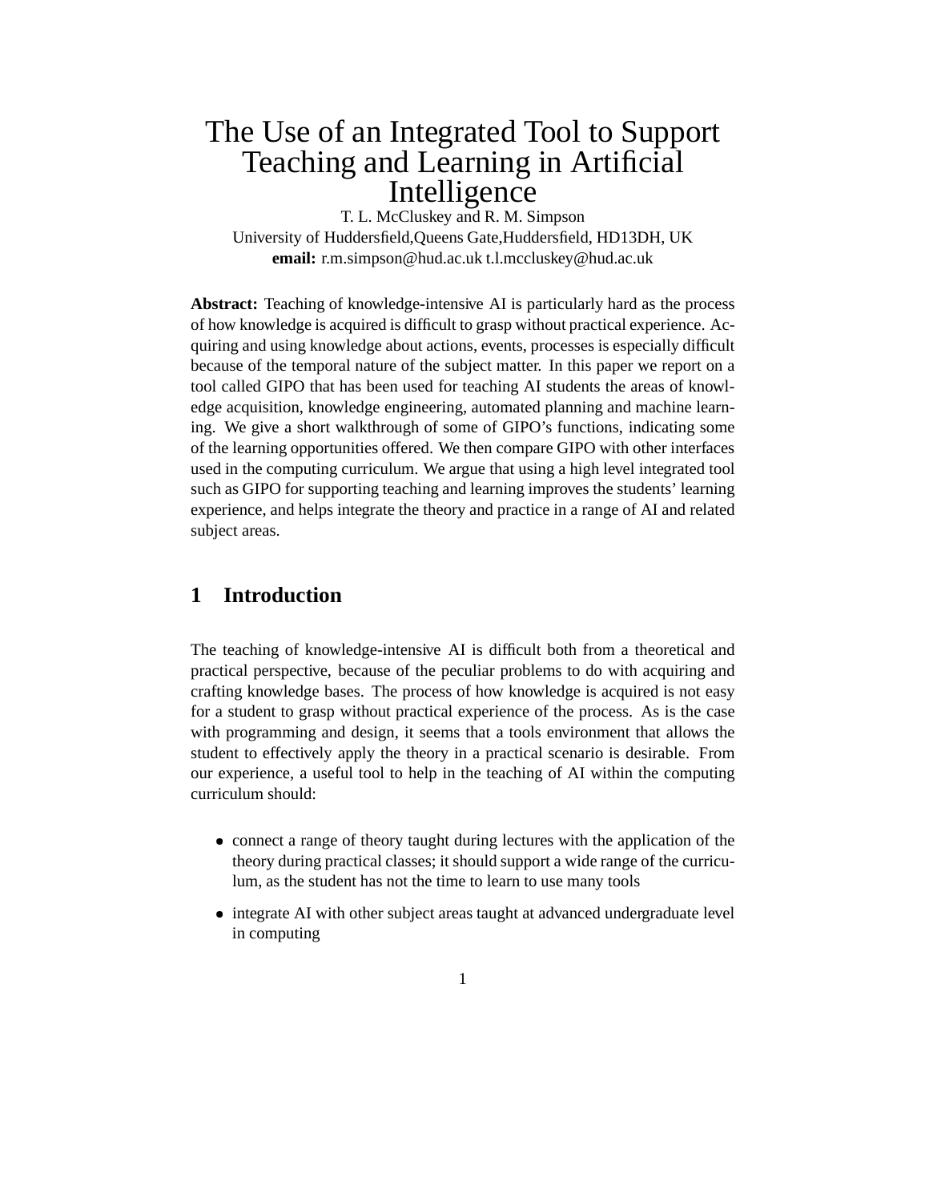# The Use of an Integrated Tool to Support Teaching and Learning in Artificial Intelligence

T. L. McCluskey and R. M. Simpson
University of Huddersfield,Queens Gate,Huddersfield, HD13DH, UK
**email:** r.m.simpson@hud.ac.uk t.l.mccluskey@hud.ac.uk

**Abstract:** Teaching of knowledge-intensive AI is particularly hard as the process of how knowledge is acquired is difficult to grasp without practical experience. Acquiring and using knowledge about actions, events, processes is especially difficult because of the temporal nature of the subject matter. In this paper we report on a tool called GIPO that has been used for teaching AI students the areas of knowledge acquisition, knowledge engineering, automated planning and machine learning. We give a short walkthrough of some of GIPO's functions, indicating some of the learning opportunities offered. We then compare GIPO with other interfaces used in the computing curriculum. We argue that using a high level integrated tool such as GIPO for supporting teaching and learning improves the students' learning experience, and helps integrate the theory and practice in a range of AI and related subject areas.

## 1 Introduction

The teaching of knowledge-intensive AI is difficult both from a theoretical and practical perspective, because of the peculiar problems to do with acquiring and crafting knowledge bases. The process of how knowledge is acquired is not easy for a student to grasp without practical experience of the process. As is the case with programming and design, it seems that a tools environment that allows the student to effectively apply the theory in a practical scenario is desirable. From our experience, a useful tool to help in the teaching of AI within the computing curriculum should:

- connect a range of theory taught during lectures with the application of the theory during practical classes; it should support a wide range of the curriculum, as the student has not the time to learn to use many tools
- integrate AI with other subject areas taught at advanced undergraduate level in computing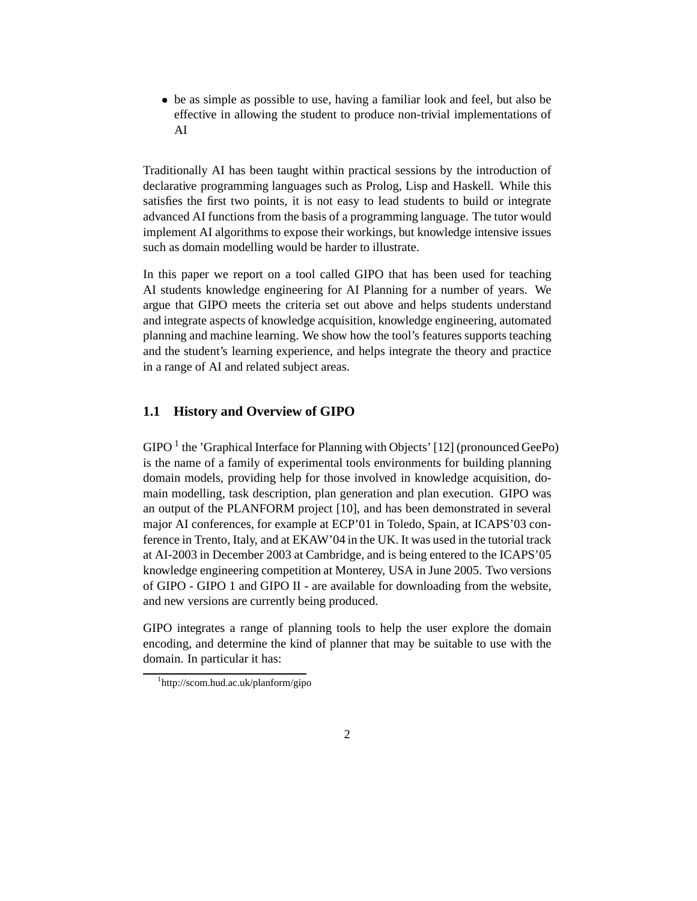- be as simple as possible to use, having a familiar look and feel, but also be effective in allowing the student to produce non-trivial implementations of AI

Traditionally AI has been taught within practical sessions by the introduction of declarative programming languages such as Prolog, Lisp and Haskell. While this satisfies the first two points, it is not easy to lead students to build or integrate advanced AI functions from the basis of a programming language. The tutor would implement AI algorithms to expose their workings, but knowledge intensive issues such as domain modelling would be harder to illustrate.

In this paper we report on a tool called GIPO that has been used for teaching AI students knowledge engineering for AI Planning for a number of years. We argue that GIPO meets the criteria set out above and helps students understand and integrate aspects of knowledge acquisition, knowledge engineering, automated planning and machine learning. We show how the tool's features supports teaching and the student's learning experience, and helps integrate the theory and practice in a range of AI and related subject areas.

### 1.1 History and Overview of GIPO

GIPO [1] the 'Graphical Interface for Planning with Objects' [12] (pronounced GeePo) is the name of a family of experimental tools environments for building planning domain models, providing help for those involved in knowledge acquisition, domain modelling, task description, plan generation and plan execution. GIPO was an output of the PLANFORM project [10], and has been demonstrated in several major AI conferences, for example at ECP'01 in Toledo, Spain, at ICAPS'03 conference in Trento, Italy, and at EKAW'04 in the UK. It was used in the tutorial track at AI-2003 in December 2003 at Cambridge, and is being entered to the ICAPS'05 knowledge engineering competition at Monterey, USA in June 2005. Two versions of GIPO - GIPO 1 and GIPO II - are available for downloading from the website, and new versions are currently being produced.

GIPO integrates a range of planning tools to help the user explore the domain encoding, and determine the kind of planner that may be suitable to use with the domain. In particular it has:

[1] http://scom.hud.ac.uk/planform/gipo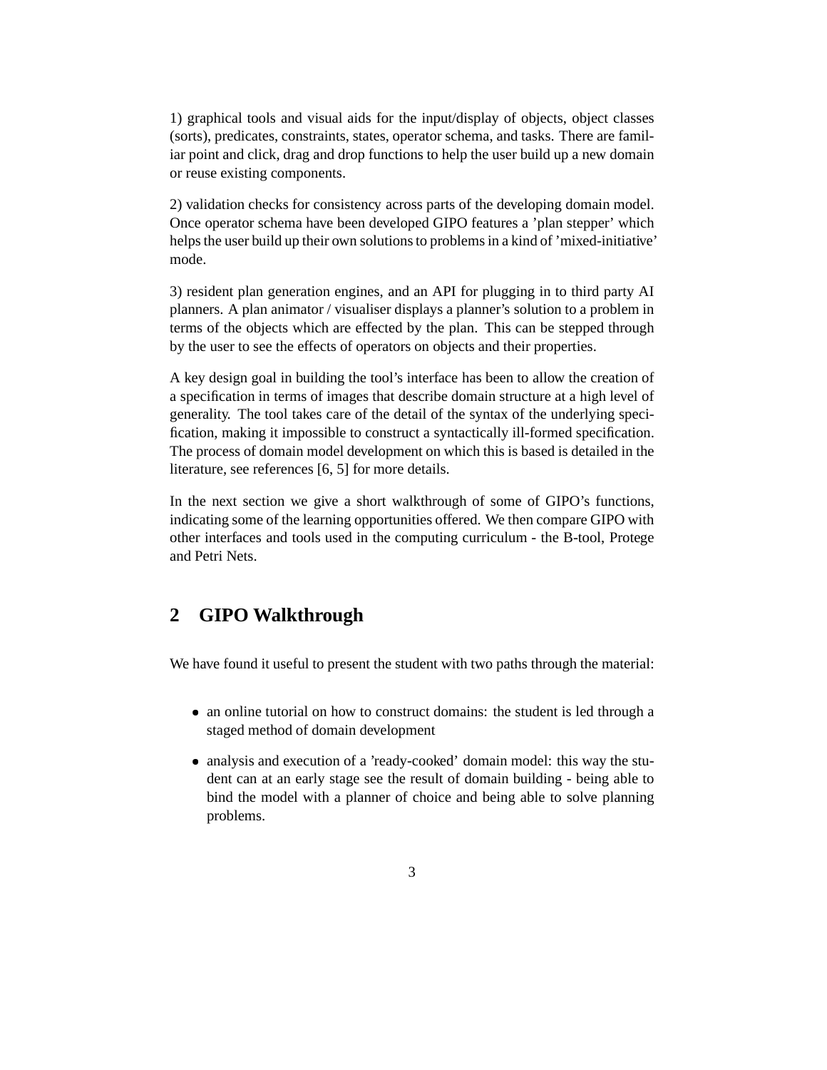1) graphical tools and visual aids for the input/display of objects, object classes (sorts), predicates, constraints, states, operator schema, and tasks. There are familiar point and click, drag and drop functions to help the user build up a new domain or reuse existing components.

2) validation checks for consistency across parts of the developing domain model. Once operator schema have been developed GIPO features a 'plan stepper' which helps the user build up their own solutions to problems in a kind of 'mixed-initiative' mode.

3) resident plan generation engines, and an API for plugging in to third party AI planners. A plan animator / visualiser displays a planner's solution to a problem in terms of the objects which are effected by the plan. This can be stepped through by the user to see the effects of operators on objects and their properties.

A key design goal in building the tool's interface has been to allow the creation of a specification in terms of images that describe domain structure at a high level of generality. The tool takes care of the detail of the syntax of the underlying specification, making it impossible to construct a syntactically ill-formed specification. The process of domain model development on which this is based is detailed in the literature, see references [6, 5] for more details.

In the next section we give a short walkthrough of some of GIPO's functions, indicating some of the learning opportunities offered. We then compare GIPO with other interfaces and tools used in the computing curriculum - the B-tool, Protege and Petri Nets.

## 2 GIPO Walkthrough

We have found it useful to present the student with two paths through the material:

- an online tutorial on how to construct domains: the student is led through a staged method of domain development
- analysis and execution of a 'ready-cooked' domain model: this way the student can at an early stage see the result of domain building - being able to bind the model with a planner of choice and being able to solve planning problems.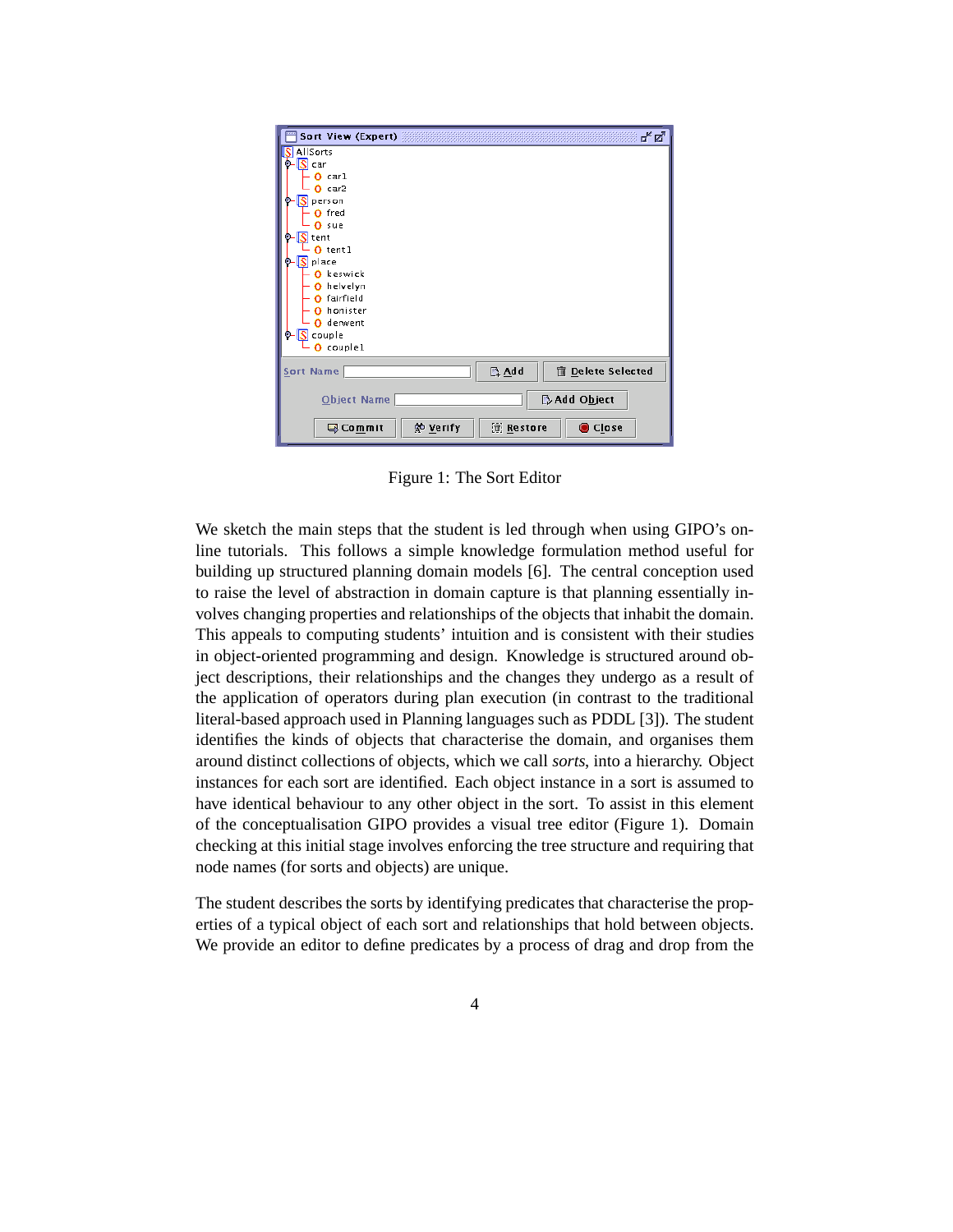Figure 1: The Sort Editor

We sketch the main steps that the student is led through when using GIPO's on-line tutorials. This follows a simple knowledge formulation method useful for building up structured planning domain models [6]. The central conception used to raise the level of abstraction in domain capture is that planning essentially involves changing properties and relationships of the objects that inhabit the domain. This appeals to computing students' intuition and is consistent with their studies in object-oriented programming and design. Knowledge is structured around object descriptions, their relationships and the changes they undergo as a result of the application of operators during plan execution (in contrast to the traditional literal-based approach used in Planning languages such as PDDL [3]). The student identifies the kinds of objects that characterise the domain, and organises them around distinct collections of objects, which we call *sorts*, into a hierarchy. Object instances for each sort are identified. Each object instance in a sort is assumed to have identical behaviour to any other object in the sort. To assist in this element of the conceptualisation GIPO provides a visual tree editor (Figure 1). Domain checking at this initial stage involves enforcing the tree structure and requiring that node names (for sorts and objects) are unique.

The student describes the sorts by identifying predicates that characterise the properties of a typical object of each sort and relationships that hold between objects. We provide an editor to define predicates by a process of drag and drop from the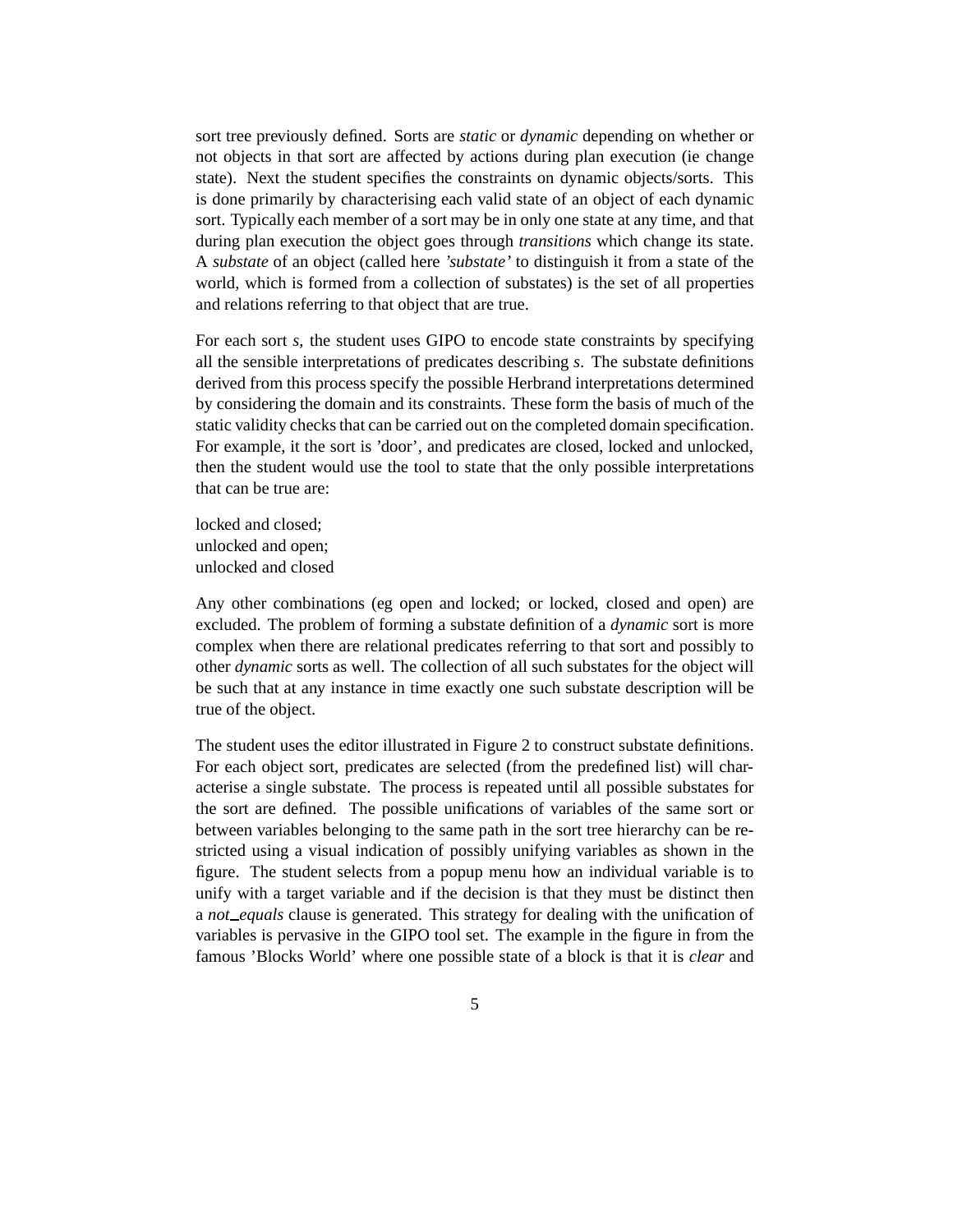sort tree previously defined. Sorts are *static* or *dynamic* depending on whether or not objects in that sort are affected by actions during plan execution (ie change state). Next the student specifies the constraints on dynamic objects/sorts. This is done primarily by characterising each valid state of an object of each dynamic sort. Typically each member of a sort may be in only one state at any time, and that during plan execution the object goes through *transitions* which change its state. A *substate* of an object (called here *'substate'* to distinguish it from a state of the world, which is formed from a collection of substates) is the set of all properties and relations referring to that object that are true.

For each sort *s*, the student uses GIPO to encode state constraints by specifying all the sensible interpretations of predicates describing *s*. The substate definitions derived from this process specify the possible Herbrand interpretations determined by considering the domain and its constraints. These form the basis of much of the static validity checks that can be carried out on the completed domain specification. For example, it the sort is 'door', and predicates are closed, locked and unlocked, then the student would use the tool to state that the only possible interpretations that can be true are:

locked and closed;
unlocked and open;
unlocked and closed

Any other combinations (eg open and locked; or locked, closed and open) are excluded. The problem of forming a substate definition of a *dynamic* sort is more complex when there are relational predicates referring to that sort and possibly to other *dynamic* sorts as well. The collection of all such substates for the object will be such that at any instance in time exactly one such substate description will be true of the object.

The student uses the editor illustrated in Figure 2 to construct substate definitions. For each object sort, predicates are selected (from the predefined list) will characterise a single substate. The process is repeated until all possible substates for the sort are defined. The possible unifications of variables of the same sort or between variables belonging to the same path in the sort tree hierarchy can be restricted using a visual indication of possibly unifying variables as shown in the figure. The student selects from a popup menu how an individual variable is to unify with a target variable and if the decision is that they must be distinct then a *not_equals* clause is generated. This strategy for dealing with the unification of variables is pervasive in the GIPO tool set. The example in the figure in from the famous 'Blocks World' where one possible state of a block is that it is *clear* and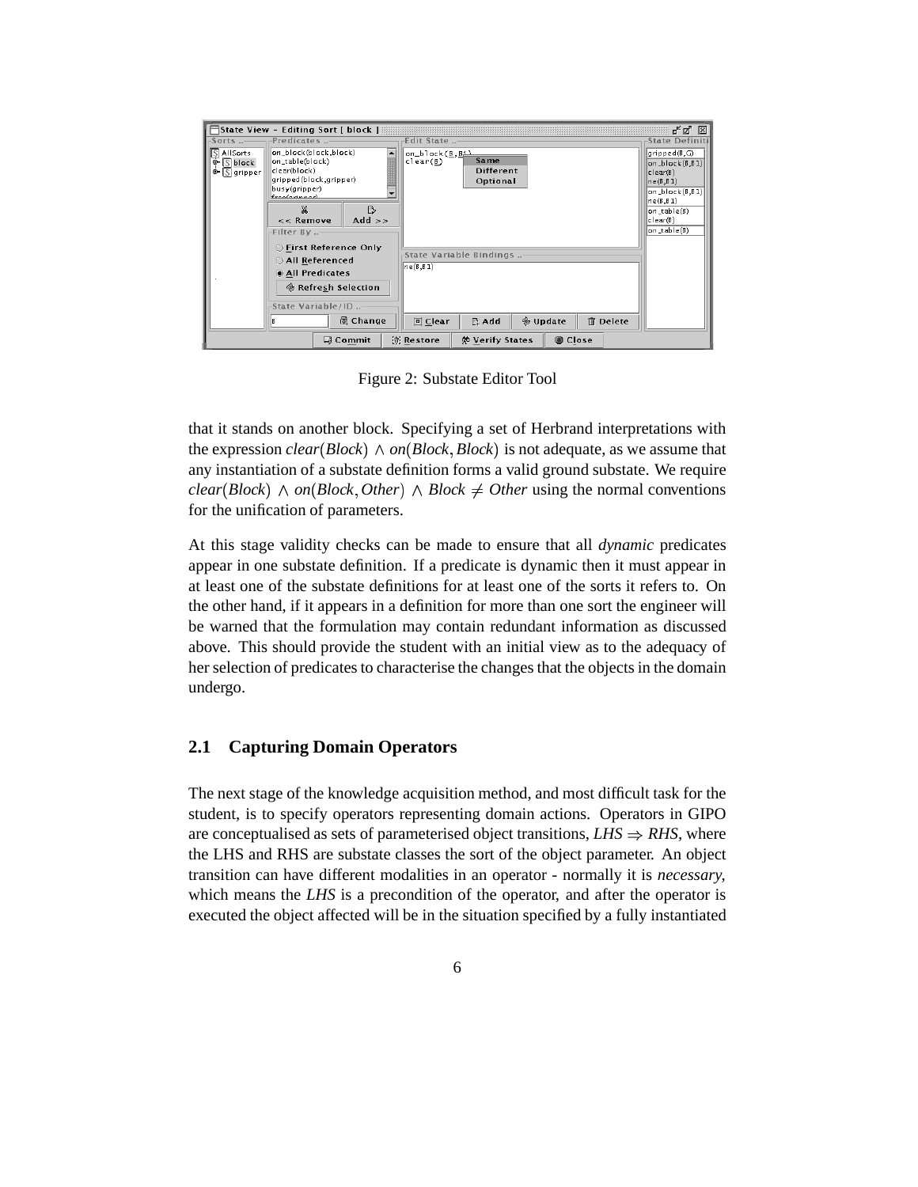Figure 2: Substate Editor Tool

that it stands on another block. Specifying a set of Herbrand interpretations with the expression $clear(Block) \wedge on(Block, Block)$ is not adequate, as we assume that any instantiation of a substate definition forms a valid ground substate. We require $clear(Block) \wedge on(Block, Other) \wedge Block \neq Other$ using the normal conventions for the unification of parameters.

At this stage validity checks can be made to ensure that all *dynamic* predicates appear in one substate definition. If a predicate is dynamic then it must appear in at least one of the substate definitions for at least one of the sorts it refers to. On the other hand, if it appears in a definition for more than one sort the engineer will be warned that the formulation may contain redundant information as discussed above. This should provide the student with an initial view as to the adequacy of her selection of predicates to characterise the changes that the objects in the domain undergo.

## 2.1 Capturing Domain Operators

The next stage of the knowledge acquisition method, and most difficult task for the student, is to specify operators representing domain actions. Operators in GIPO are conceptualised as sets of parameterised object transitions, $LHS \Rightarrow RHS$, where the LHS and RHS are substate classes the sort of the object parameter. An object transition can have different modalities in an operator - normally it is *necessary*, which means the *LHS* is a precondition of the operator, and after the operator is executed the object affected will be in the situation specified by a fully instantiated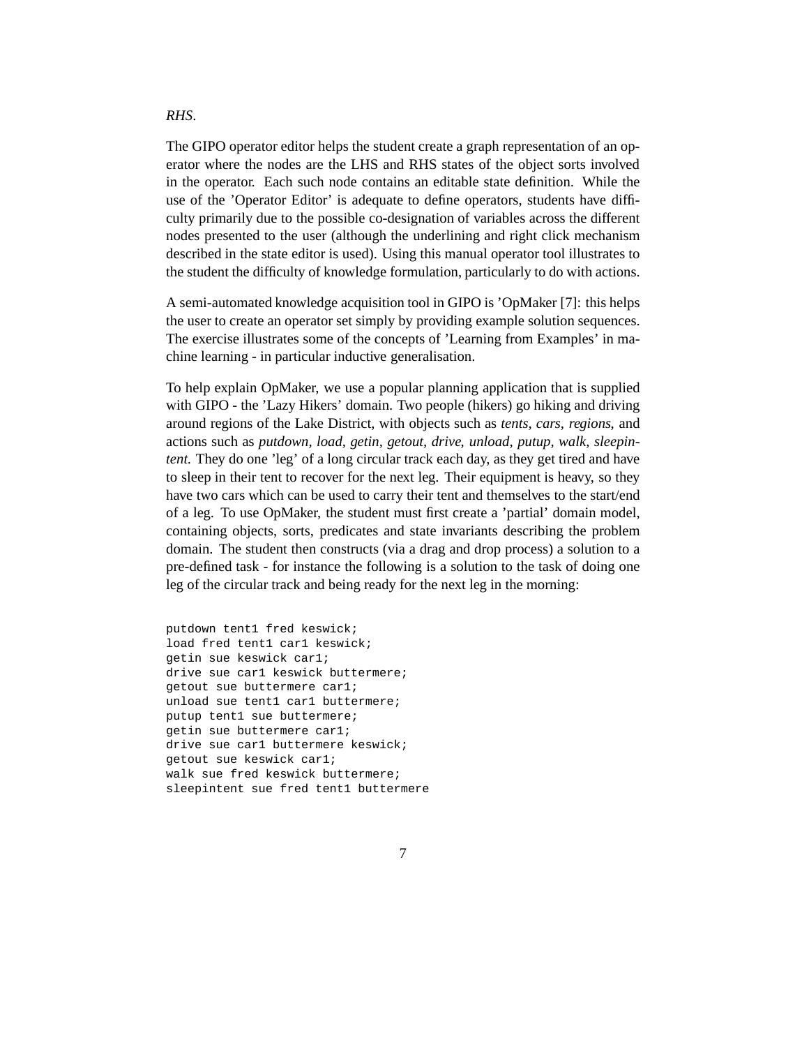*RHS*.

The GIPO operator editor helps the student create a graph representation of an operator where the nodes are the LHS and RHS states of the object sorts involved in the operator. Each such node contains an editable state definition. While the use of the 'Operator Editor' is adequate to define operators, students have difficulty primarily due to the possible co-designation of variables across the different nodes presented to the user (although the underlining and right click mechanism described in the state editor is used). Using this manual operator tool illustrates to the student the difficulty of knowledge formulation, particularly to do with actions.

A semi-automated knowledge acquisition tool in GIPO is 'OpMaker [7]: this helps the user to create an operator set simply by providing example solution sequences. The exercise illustrates some of the concepts of 'Learning from Examples' in machine learning - in particular inductive generalisation.

To help explain OpMaker, we use a popular planning application that is supplied with GIPO - the 'Lazy Hikers' domain. Two people (hikers) go hiking and driving around regions of the Lake District, with objects such as *tents, cars, regions*, and actions such as *putdown, load, getin, getout, drive, unload, putup, walk, sleepintent.* They do one 'leg' of a long circular track each day, as they get tired and have to sleep in their tent to recover for the next leg. Their equipment is heavy, so they have two cars which can be used to carry their tent and themselves to the start/end of a leg. To use OpMaker, the student must first create a 'partial' domain model, containing objects, sorts, predicates and state invariants describing the problem domain. The student then constructs (via a drag and drop process) a solution to a pre-defined task - for instance the following is a solution to the task of doing one leg of the circular track and being ready for the next leg in the morning:

```
putdown tent1 fred keswick;
load fred tent1 car1 keswick;
getin sue keswick car1;
drive sue car1 keswick buttermere;
getout sue buttermere car1;
unload sue tent1 car1 buttermere;
putup tent1 sue buttermere;
getin sue buttermere car1;
drive sue car1 buttermere keswick;
getout sue keswick car1;
walk sue fred keswick buttermere;
sleepintent sue fred tent1 buttermere
```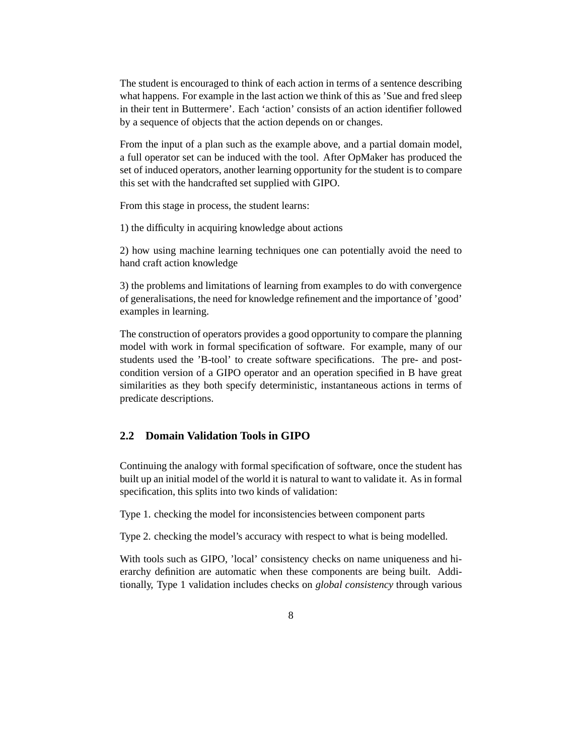The student is encouraged to think of each action in terms of a sentence describing what happens. For example in the last action we think of this as 'Sue and fred sleep in their tent in Buttermere'. Each 'action' consists of an action identifier followed by a sequence of objects that the action depends on or changes.

From the input of a plan such as the example above, and a partial domain model, a full operator set can be induced with the tool. After OpMaker has produced the set of induced operators, another learning opportunity for the student is to compare this set with the handcrafted set supplied with GIPO.

From this stage in process, the student learns:

1) the difficulty in acquiring knowledge about actions

2) how using machine learning techniques one can potentially avoid the need to hand craft action knowledge

3) the problems and limitations of learning from examples to do with convergence of generalisations, the need for knowledge refinement and the importance of 'good' examples in learning.

The construction of operators provides a good opportunity to compare the planning model with work in formal specification of software. For example, many of our students used the 'B-tool' to create software specifications. The pre- and post-condition version of a GIPO operator and an operation specified in B have great similarities as they both specify deterministic, instantaneous actions in terms of predicate descriptions.

## 2.2 Domain Validation Tools in GIPO

Continuing the analogy with formal specification of software, once the student has built up an initial model of the world it is natural to want to validate it. As in formal specification, this splits into two kinds of validation:

Type 1. checking the model for inconsistencies between component parts

Type 2. checking the model's accuracy with respect to what is being modelled.

With tools such as GIPO, 'local' consistency checks on name uniqueness and hierarchy definition are automatic when these components are being built. Additionally, Type 1 validation includes checks on *global consistency* through various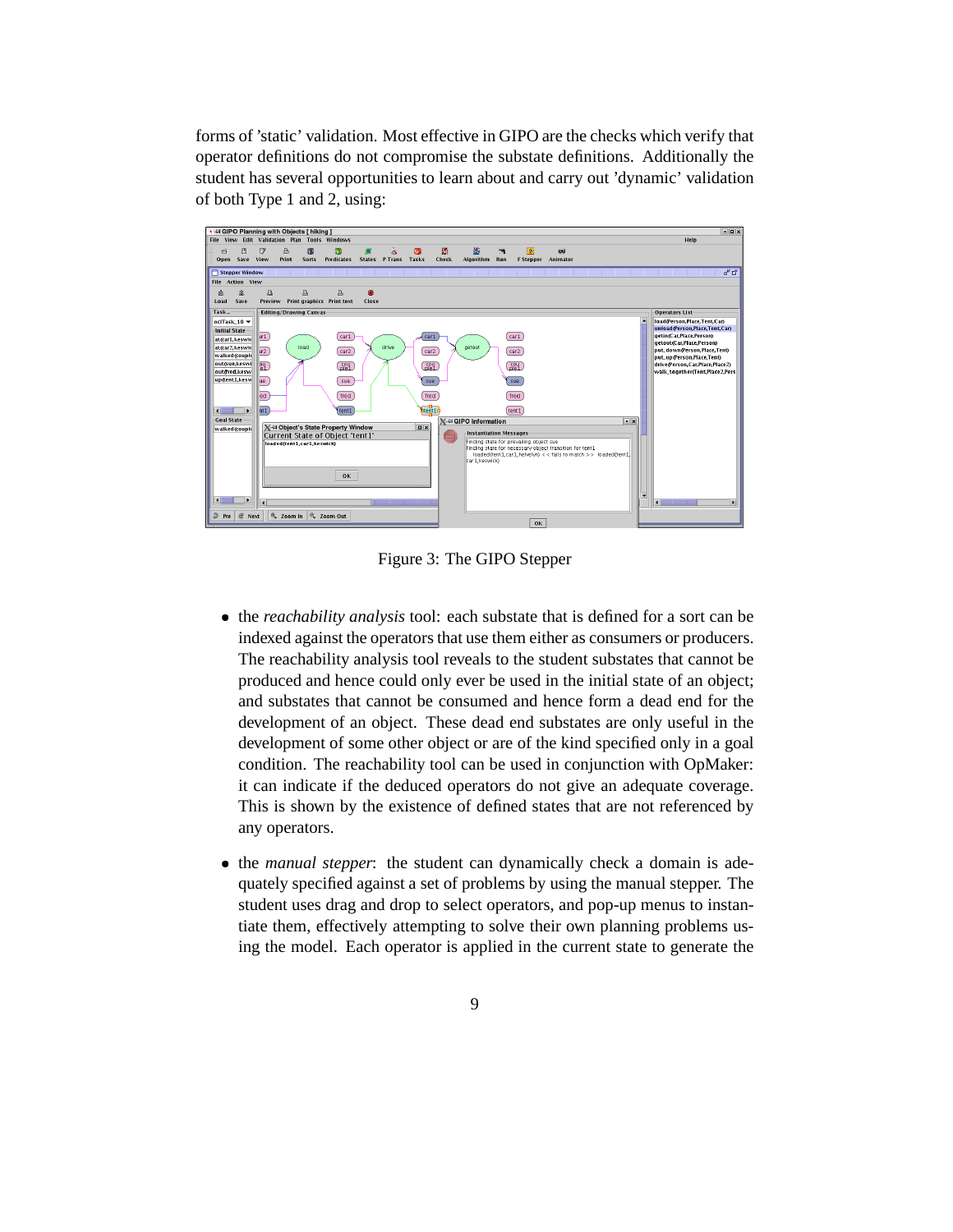forms of 'static' validation. Most effective in GIPO are the checks which verify that operator definitions do not compromise the substate definitions. Additionally the student has several opportunities to learn about and carry out 'dynamic' validation of both Type 1 and 2, using:

Figure 3: The GIPO Stepper

- the *reachability analysis* tool: each substate that is defined for a sort can be indexed against the operators that use them either as consumers or producers. The reachability analysis tool reveals to the student substates that cannot be produced and hence could only ever be used in the initial state of an object; and substates that cannot be consumed and hence form a dead end for the development of an object. These dead end substates are only useful in the development of some other object or are of the kind specified only in a goal condition. The reachability tool can be used in conjunction with OpMaker: it can indicate if the deduced operators do not give an adequate coverage. This is shown by the existence of defined states that are not referenced by any operators.
- the *manual stepper*: the student can dynamically check a domain is adequately specified against a set of problems by using the manual stepper. The student uses drag and drop to select operators, and pop-up menus to instantiate them, effectively attempting to solve their own planning problems using the model. Each operator is applied in the current state to generate the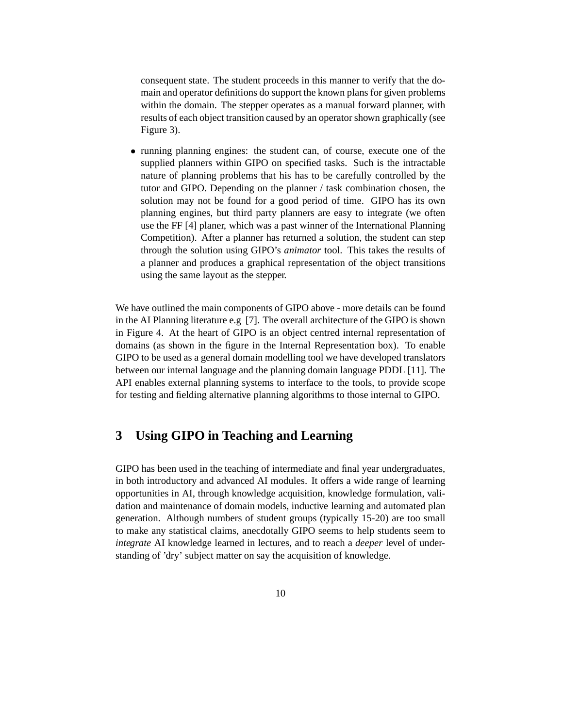consequent state. The student proceeds in this manner to verify that the domain and operator definitions do support the known plans for given problems within the domain. The stepper operates as a manual forward planner, with results of each object transition caused by an operator shown graphically (see Figure 3).

- running planning engines: the student can, of course, execute one of the supplied planners within GIPO on specified tasks. Such is the intractable nature of planning problems that his has to be carefully controlled by the tutor and GIPO. Depending on the planner / task combination chosen, the solution may not be found for a good period of time. GIPO has its own planning engines, but third party planners are easy to integrate (we often use the FF [4] planer, which was a past winner of the International Planning Competition). After a planner has returned a solution, the student can step through the solution using GIPO's *animator* tool. This takes the results of a planner and produces a graphical representation of the object transitions using the same layout as the stepper.

We have outlined the main components of GIPO above - more details can be found in the AI Planning literature e.g [7]. The overall architecture of the GIPO is shown in Figure 4. At the heart of GIPO is an object centred internal representation of domains (as shown in the figure in the Internal Representation box). To enable GIPO to be used as a general domain modelling tool we have developed translators between our internal language and the planning domain language PDDL [11]. The API enables external planning systems to interface to the tools, to provide scope for testing and fielding alternative planning algorithms to those internal to GIPO.

## 3 Using GIPO in Teaching and Learning

GIPO has been used in the teaching of intermediate and final year undergraduates, in both introductory and advanced AI modules. It offers a wide range of learning opportunities in AI, through knowledge acquisition, knowledge formulation, validation and maintenance of domain models, inductive learning and automated plan generation. Although numbers of student groups (typically 15-20) are too small to make any statistical claims, anecdotally GIPO seems to help students seem to *integrate* AI knowledge learned in lectures, and to reach a *deeper* level of understanding of 'dry' subject matter on say the acquisition of knowledge.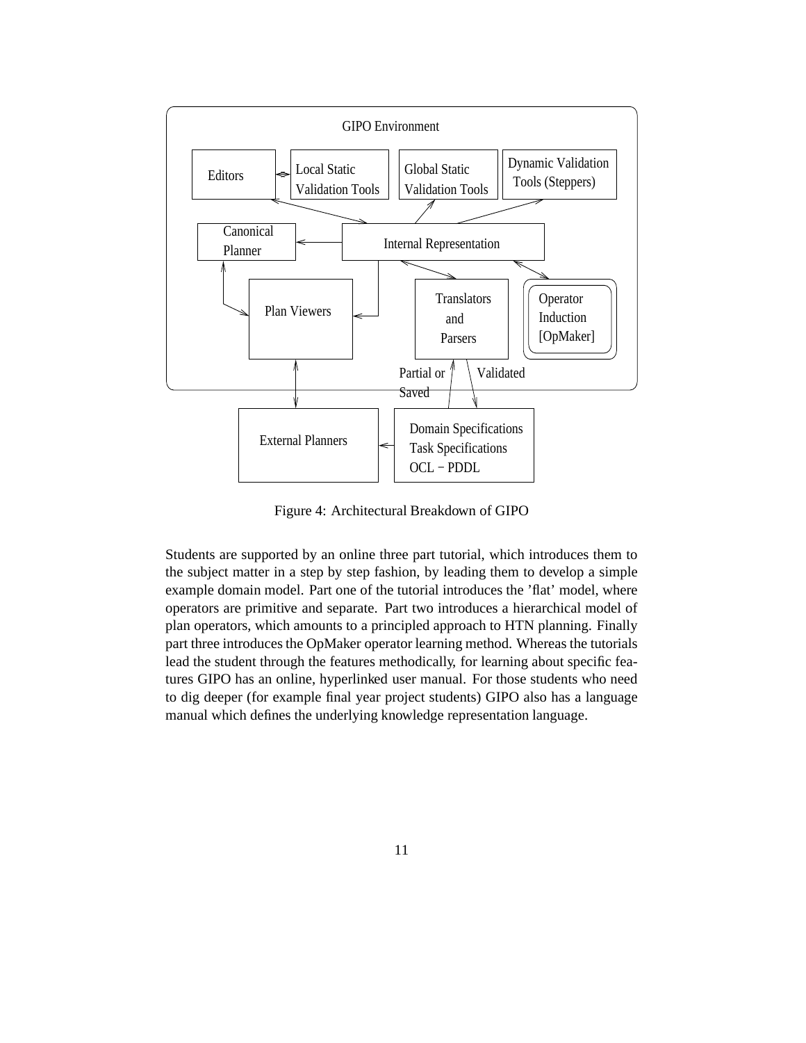Figure 4: Architectural Breakdown of GIPO

Students are supported by an online three part tutorial, which introduces them to the subject matter in a step by step fashion, by leading them to develop a simple example domain model. Part one of the tutorial introduces the 'flat' model, where operators are primitive and separate. Part two introduces a hierarchical model of plan operators, which amounts to a principled approach to HTN planning. Finally part three introduces the OpMaker operator learning method. Whereas the tutorials lead the student through the features methodically, for learning about specific features GIPO has an online, hyperlinked user manual. For those students who need to dig deeper (for example final year project students) GIPO also has a language manual which defines the underlying knowledge representation language.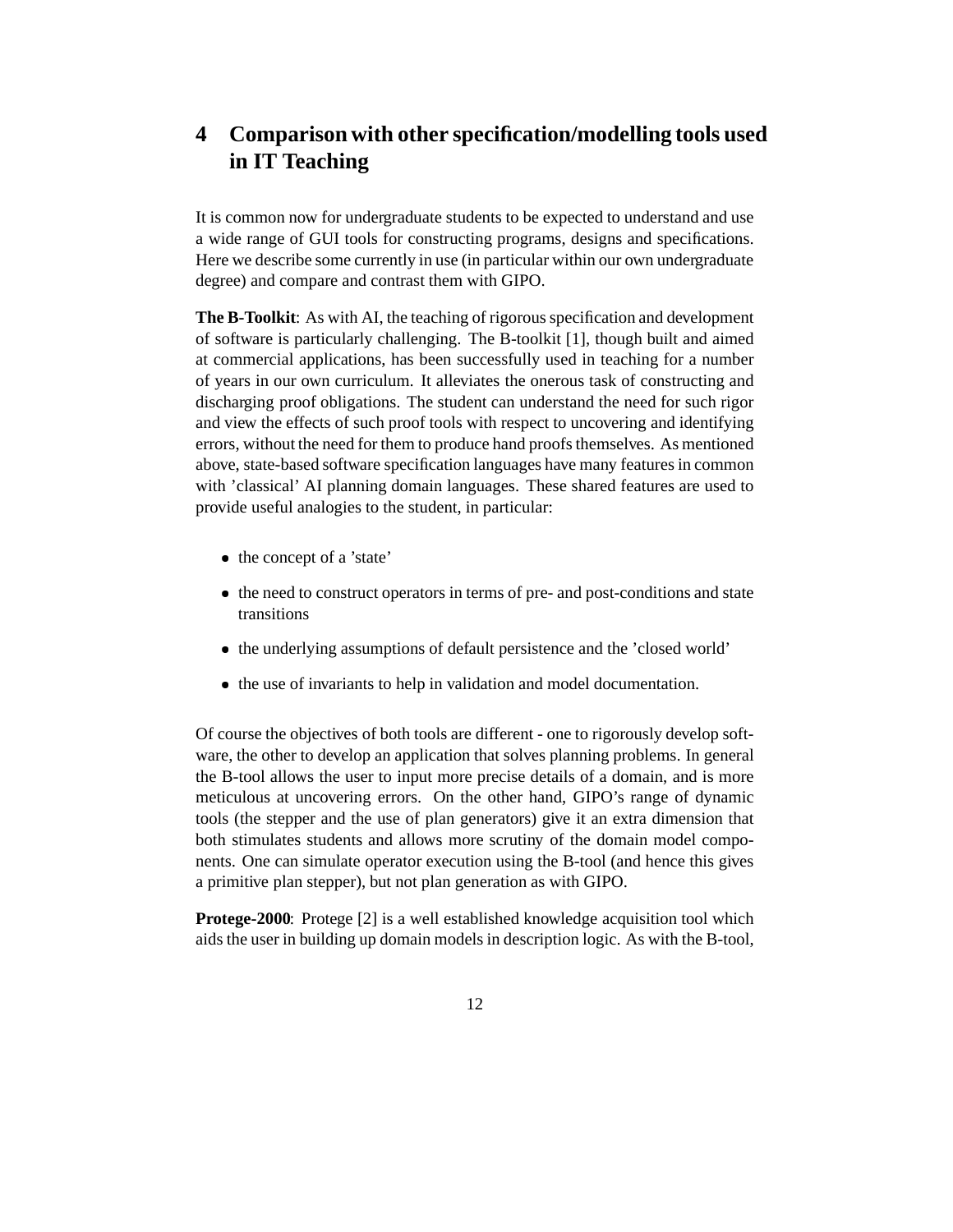# 4 Comparison with other specification/modelling tools used in IT Teaching

It is common now for undergraduate students to be expected to understand and use a wide range of GUI tools for constructing programs, designs and specifications. Here we describe some currently in use (in particular within our own undergraduate degree) and compare and contrast them with GIPO.

**The B-Toolkit**: As with AI, the teaching of rigorous specification and development of software is particularly challenging. The B-toolkit [1], though built and aimed at commercial applications, has been successfully used in teaching for a number of years in our own curriculum. It alleviates the onerous task of constructing and discharging proof obligations. The student can understand the need for such rigor and view the effects of such proof tools with respect to uncovering and identifying errors, without the need for them to produce hand proofs themselves. As mentioned above, state-based software specification languages have many features in common with 'classical' AI planning domain languages. These shared features are used to provide useful analogies to the student, in particular:

- the concept of a 'state'
- the need to construct operators in terms of pre- and post-conditions and state transitions
- the underlying assumptions of default persistence and the 'closed world'
- the use of invariants to help in validation and model documentation.

Of course the objectives of both tools are different - one to rigorously develop software, the other to develop an application that solves planning problems. In general the B-tool allows the user to input more precise details of a domain, and is more meticulous at uncovering errors. On the other hand, GIPO's range of dynamic tools (the stepper and the use of plan generators) give it an extra dimension that both stimulates students and allows more scrutiny of the domain model components. One can simulate operator execution using the B-tool (and hence this gives a primitive plan stepper), but not plan generation as with GIPO.

**Protege-2000**: Protege [2] is a well established knowledge acquisition tool which aids the user in building up domain models in description logic. As with the B-tool,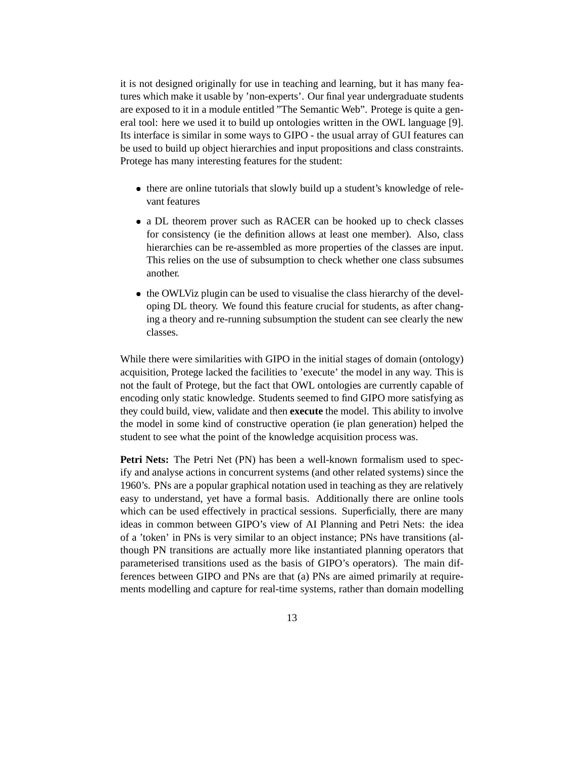it is not designed originally for use in teaching and learning, but it has many features which make it usable by 'non-experts'. Our final year undergraduate students are exposed to it in a module entitled "The Semantic Web". Protege is quite a general tool: here we used it to build up ontologies written in the OWL language [9]. Its interface is similar in some ways to GIPO - the usual array of GUI features can be used to build up object hierarchies and input propositions and class constraints. Protege has many interesting features for the student:

- there are online tutorials that slowly build up a student's knowledge of relevant features
- a DL theorem prover such as RACER can be hooked up to check classes for consistency (ie the definition allows at least one member). Also, class hierarchies can be re-assembled as more properties of the classes are input. This relies on the use of subsumption to check whether one class subsumes another.
- the OWLViz plugin can be used to visualise the class hierarchy of the developing DL theory. We found this feature crucial for students, as after changing a theory and re-running subsumption the student can see clearly the new classes.

While there were similarities with GIPO in the initial stages of domain (ontology) acquisition, Protege lacked the facilities to 'execute' the model in any way. This is not the fault of Protege, but the fact that OWL ontologies are currently capable of encoding only static knowledge. Students seemed to find GIPO more satisfying as they could build, view, validate and then **execute** the model. This ability to involve the model in some kind of constructive operation (ie plan generation) helped the student to see what the point of the knowledge acquisition process was.

**Petri Nets:** The Petri Net (PN) has been a well-known formalism used to specify and analyse actions in concurrent systems (and other related systems) since the 1960's. PNs are a popular graphical notation used in teaching as they are relatively easy to understand, yet have a formal basis. Additionally there are online tools which can be used effectively in practical sessions. Superficially, there are many ideas in common between GIPO's view of AI Planning and Petri Nets: the idea of a 'token' in PNs is very similar to an object instance; PNs have transitions (although PN transitions are actually more like instantiated planning operators that parameterised transitions used as the basis of GIPO's operators). The main differences between GIPO and PNs are that (a) PNs are aimed primarily at requirements modelling and capture for real-time systems, rather than domain modelling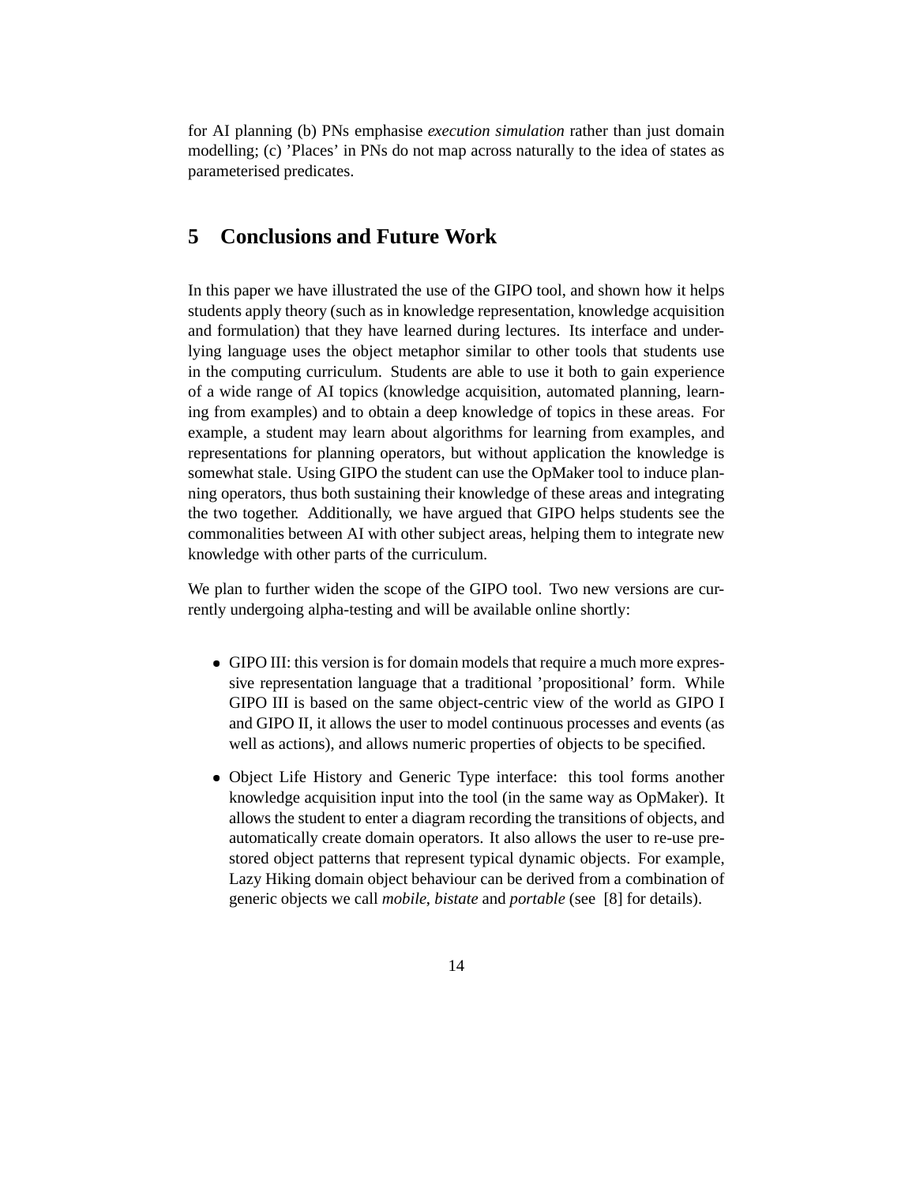for AI planning (b) PNs emphasise *execution simulation* rather than just domain modelling; (c) 'Places' in PNs do not map across naturally to the idea of states as parameterised predicates.

## 5 Conclusions and Future Work

In this paper we have illustrated the use of the GIPO tool, and shown how it helps students apply theory (such as in knowledge representation, knowledge acquisition and formulation) that they have learned during lectures. Its interface and underlying language uses the object metaphor similar to other tools that students use in the computing curriculum. Students are able to use it both to gain experience of a wide range of AI topics (knowledge acquisition, automated planning, learning from examples) and to obtain a deep knowledge of topics in these areas. For example, a student may learn about algorithms for learning from examples, and representations for planning operators, but without application the knowledge is somewhat stale. Using GIPO the student can use the OpMaker tool to induce planning operators, thus both sustaining their knowledge of these areas and integrating the two together. Additionally, we have argued that GIPO helps students see the commonalities between AI with other subject areas, helping them to integrate new knowledge with other parts of the curriculum.

We plan to further widen the scope of the GIPO tool. Two new versions are currently undergoing alpha-testing and will be available online shortly:

- GIPO III: this version is for domain models that require a much more expressive representation language that a traditional 'propositional' form. While GIPO III is based on the same object-centric view of the world as GIPO I and GIPO II, it allows the user to model continuous processes and events (as well as actions), and allows numeric properties of objects to be specified.
- Object Life History and Generic Type interface: this tool forms another knowledge acquisition input into the tool (in the same way as OpMaker). It allows the student to enter a diagram recording the transitions of objects, and automatically create domain operators. It also allows the user to re-use pre-stored object patterns that represent typical dynamic objects. For example, Lazy Hiking domain object behaviour can be derived from a combination of generic objects we call *mobile*, *bistate* and *portable* (see [8] for details).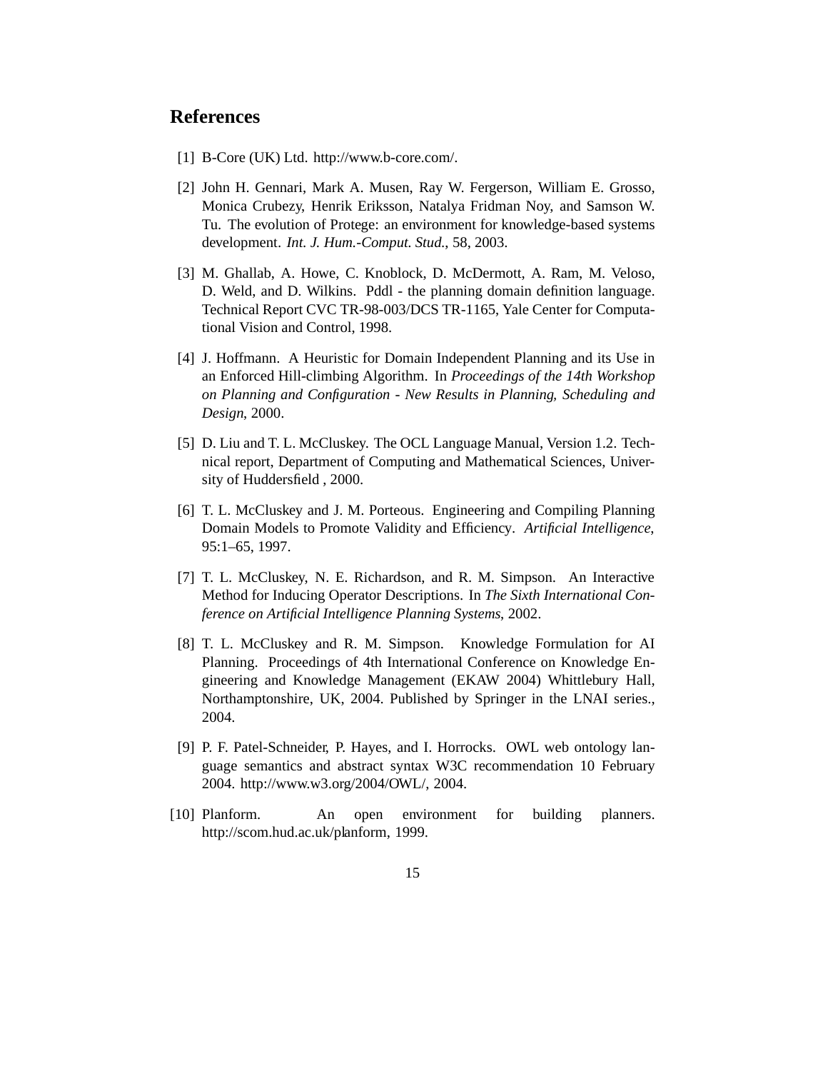## References

[1] B-Core (UK) Ltd. http://www.b-core.com/.

[2] John H. Gennari, Mark A. Musen, Ray W. Fergerson, William E. Grosso, Monica Crubezy, Henrik Eriksson, Natalya Fridman Noy, and Samson W. Tu. The evolution of Protege: an environment for knowledge-based systems development. *Int. J. Hum.-Comput. Stud.*, 58, 2003.

[3] M. Ghallab, A. Howe, C. Knoblock, D. McDermott, A. Ram, M. Veloso, D. Weld, and D. Wilkins. Pddl - the planning domain definition language. Technical Report CVC TR-98-003/DCS TR-1165, Yale Center for Computational Vision and Control, 1998.

[4] J. Hoffmann. A Heuristic for Domain Independent Planning and its Use in an Enforced Hill-climbing Algorithm. In *Proceedings of the 14th Workshop on Planning and Configuration - New Results in Planning, Scheduling and Design*, 2000.

[5] D. Liu and T. L. McCluskey. The OCL Language Manual, Version 1.2. Technical report, Department of Computing and Mathematical Sciences, University of Huddersfield , 2000.

[6] T. L. McCluskey and J. M. Porteous. Engineering and Compiling Planning Domain Models to Promote Validity and Efficiency. *Artificial Intelligence*, 95:1–65, 1997.

[7] T. L. McCluskey, N. E. Richardson, and R. M. Simpson. An Interactive Method for Inducing Operator Descriptions. In *The Sixth International Conference on Artificial Intelligence Planning Systems*, 2002.

[8] T. L. McCluskey and R. M. Simpson. Knowledge Formulation for AI Planning. Proceedings of 4th International Conference on Knowledge Engineering and Knowledge Management (EKAW 2004) Whittlebury Hall, Northamptonshire, UK, 2004. Published by Springer in the LNAI series., 2004.

[9] P. F. Patel-Schneider, P. Hayes, and I. Horrocks. OWL web ontology language semantics and abstract syntax W3C recommendation 10 February 2004. http://www.w3.org/2004/OWL/, 2004.

[10] Planform. An open environment for building planners. http://scom.hud.ac.uk/planform, 1999.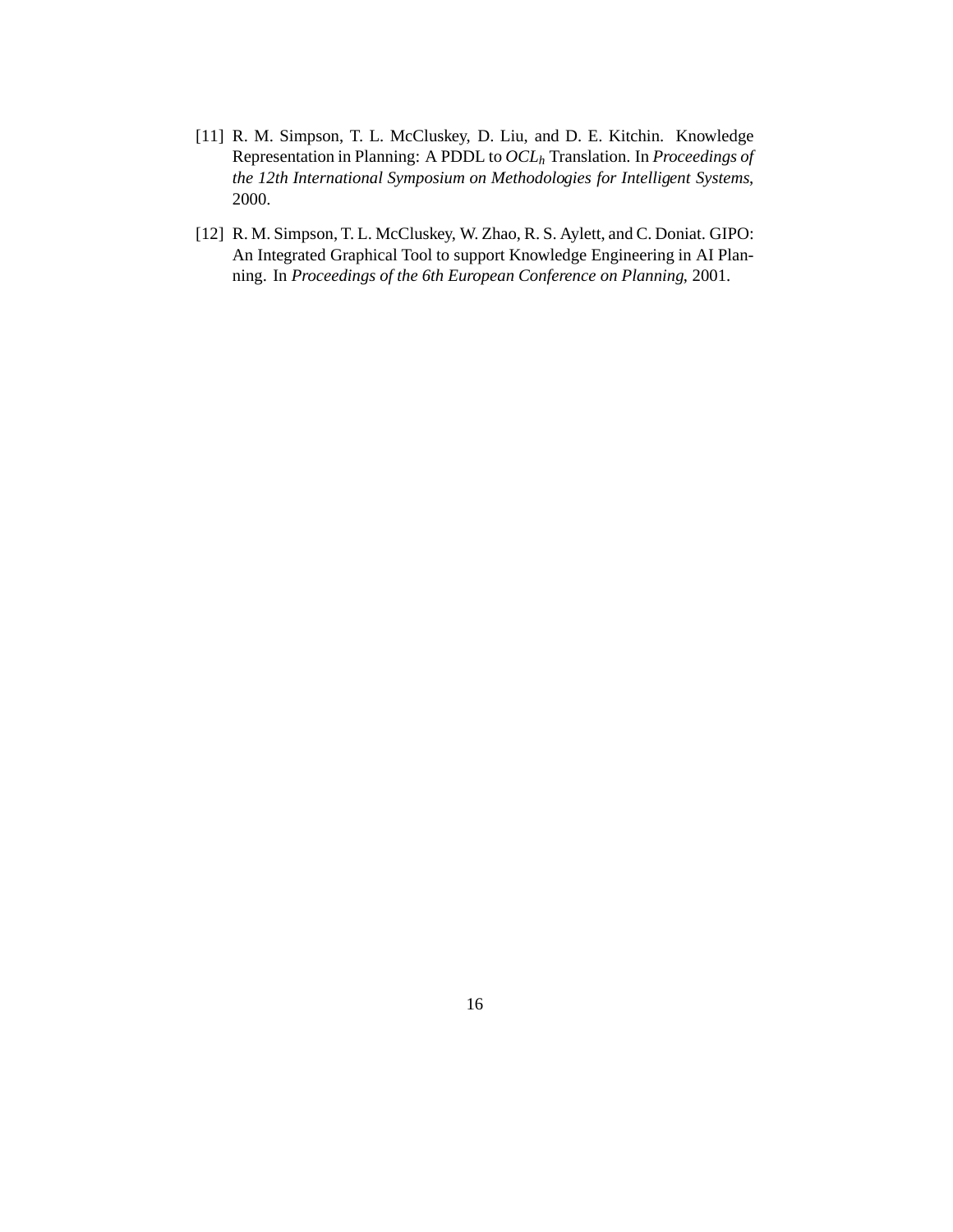[11] R. M. Simpson, T. L. McCluskey, D. Liu, and D. E. Kitchin. Knowledge Representation in Planning: A PDDL to $OCL_h$ Translation. In *Proceedings of the 12th International Symposium on Methodologies for Intelligent Systems*, 2000.

[12] R. M. Simpson, T. L. McCluskey, W. Zhao, R. S. Aylett, and C. Doniat. GIPO: An Integrated Graphical Tool to support Knowledge Engineering in AI Planning. In *Proceedings of the 6th European Conference on Planning*, 2001.